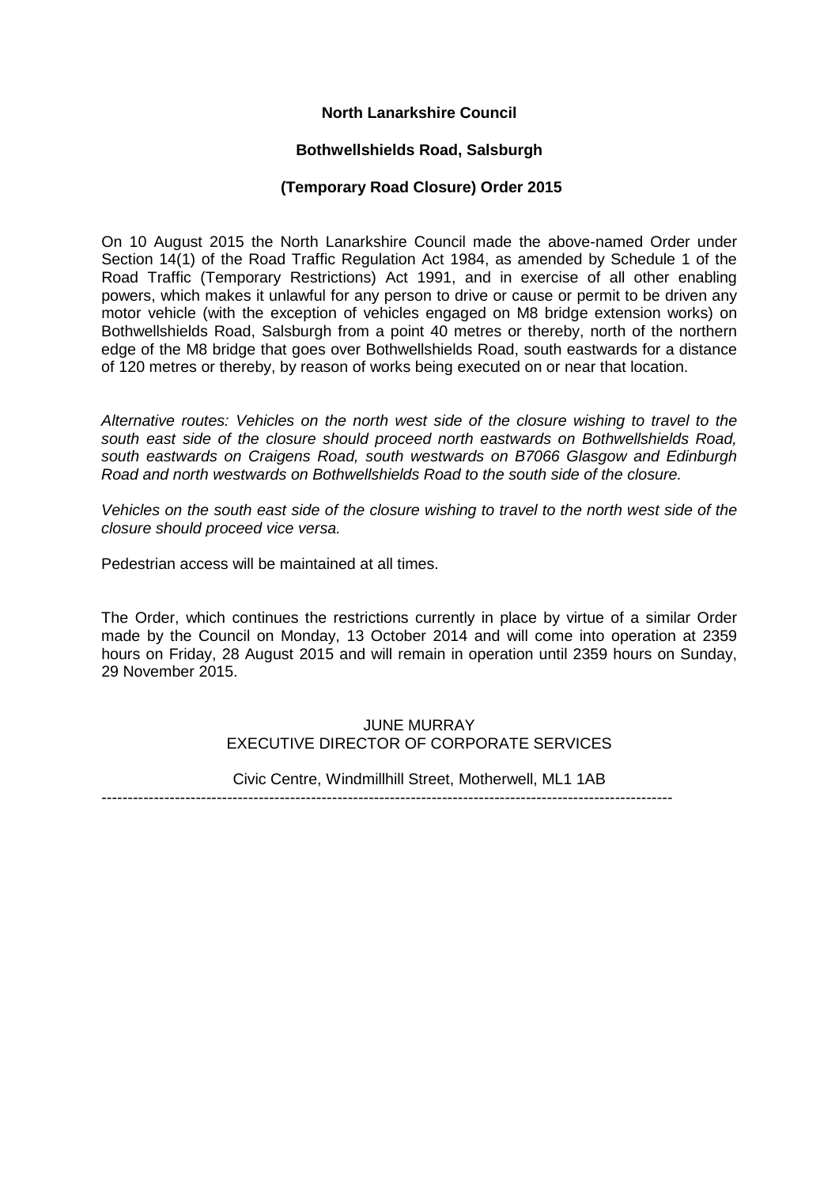**North Lanarkshire Council**

**Bothwellshields Road, Salsburgh**

**(Temporary Road Closure) Order 2015**

On 10 August 2015 the North Lanarkshire Council made the above-named Order under Section 14(1) of the Road Traffic Regulation Act 1984, as amended by Schedule 1 of the Road Traffic (Temporary Restrictions) Act 1991, and in exercise of all other enabling powers, which makes it unlawful for any person to drive or cause or permit to be driven any motor vehicle (with the exception of vehicles engaged on M8 bridge extension works) on Bothwellshields Road, Salsburgh from a point 40 metres or thereby, north of the northern edge of the M8 bridge that goes over Bothwellshields Road, south eastwards for a distance of 120 metres or thereby, by reason of works being executed on or near that location.

*Alternative routes: Vehicles on the north west side of the closure wishing to travel to the south east side of the closure should proceed north eastwards on Bothwellshields Road, south eastwards on Craigens Road, south westwards on B7066 Glasgow and Edinburgh Road and north westwards on Bothwellshields Road to the south side of the closure.*

*Vehicles on the south east side of the closure wishing to travel to the north west side of the closure should proceed vice versa.*

Pedestrian access will be maintained at all times.

The Order, which continues the restrictions currently in place by virtue of a similar Order made by the Council on Monday, 13 October 2014 and will come into operation at 2359 hours on Friday, 28 August 2015 and will remain in operation until 2359 hours on Sunday, 29 November 2015.

JUNE MURRAY
EXECUTIVE DIRECTOR OF CORPORATE SERVICES

Civic Centre, Windmillhill Street, Motherwell, ML1 1AB

---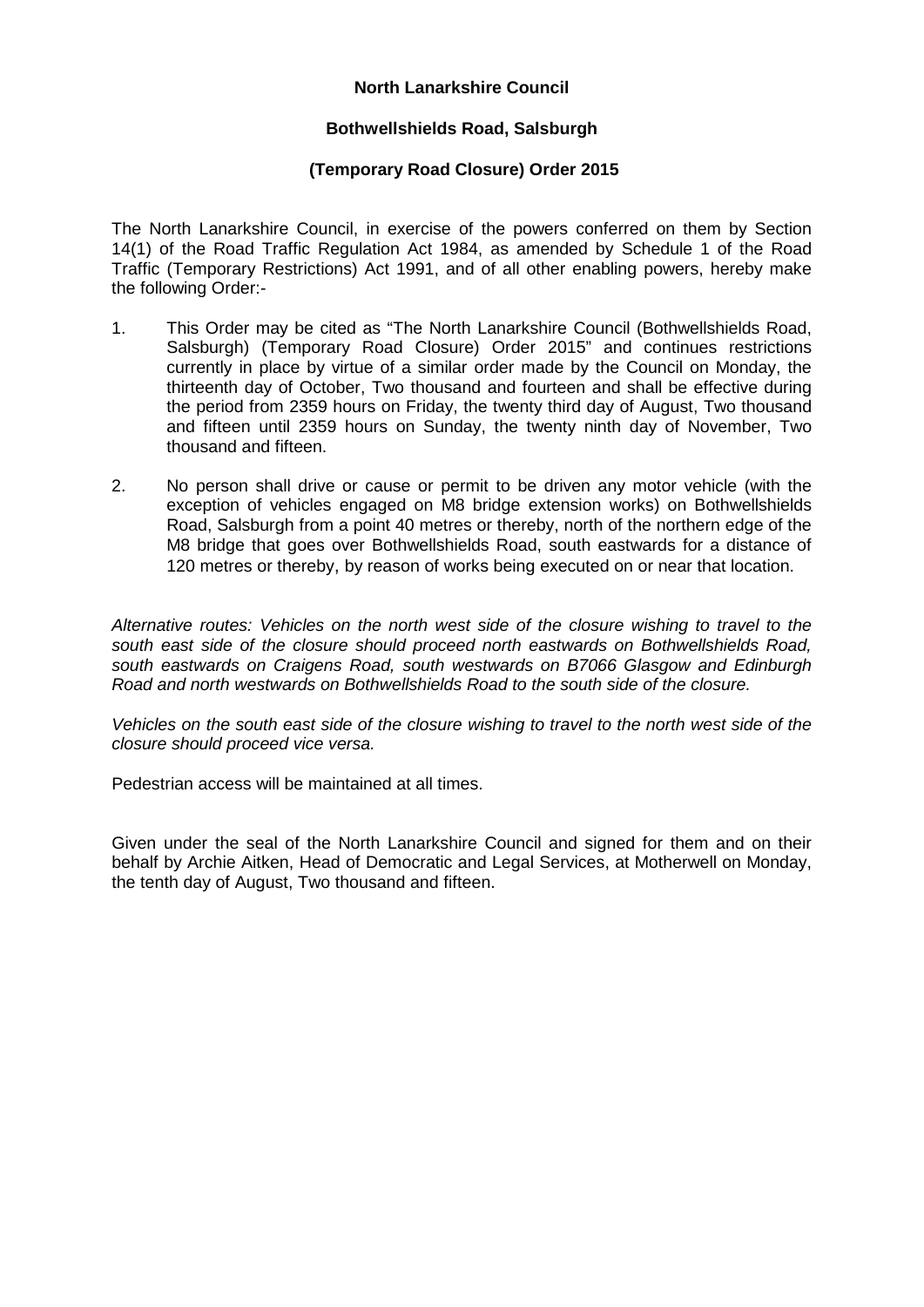**North Lanarkshire Council**

**Bothwellshields Road, Salsburgh**

**(Temporary Road Closure) Order 2015**

The North Lanarkshire Council, in exercise of the powers conferred on them by Section 14(1) of the Road Traffic Regulation Act 1984, as amended by Schedule 1 of the Road Traffic (Temporary Restrictions) Act 1991, and of all other enabling powers, hereby make the following Order:-

1. This Order may be cited as "The North Lanarkshire Council (Bothwellshields Road, Salsburgh) (Temporary Road Closure) Order 2015" and continues restrictions currently in place by virtue of a similar order made by the Council on Monday, the thirteenth day of October, Two thousand and fourteen and shall be effective during the period from 2359 hours on Friday, the twenty third day of August, Two thousand and fifteen until 2359 hours on Sunday, the twenty ninth day of November, Two thousand and fifteen.

2. No person shall drive or cause or permit to be driven any motor vehicle (with the exception of vehicles engaged on M8 bridge extension works) on Bothwellshields Road, Salsburgh from a point 40 metres or thereby, north of the northern edge of the M8 bridge that goes over Bothwellshields Road, south eastwards for a distance of 120 metres or thereby, by reason of works being executed on or near that location.

*Alternative routes: Vehicles on the north west side of the closure wishing to travel to the south east side of the closure should proceed north eastwards on Bothwellshields Road, south eastwards on Craigens Road, south westwards on B7066 Glasgow and Edinburgh Road and north westwards on Bothwellshields Road to the south side of the closure.*

*Vehicles on the south east side of the closure wishing to travel to the north west side of the closure should proceed vice versa.*

Pedestrian access will be maintained at all times.

Given under the seal of the North Lanarkshire Council and signed for them and on their behalf by Archie Aitken, Head of Democratic and Legal Services, at Motherwell on Monday, the tenth day of August, Two thousand and fifteen.